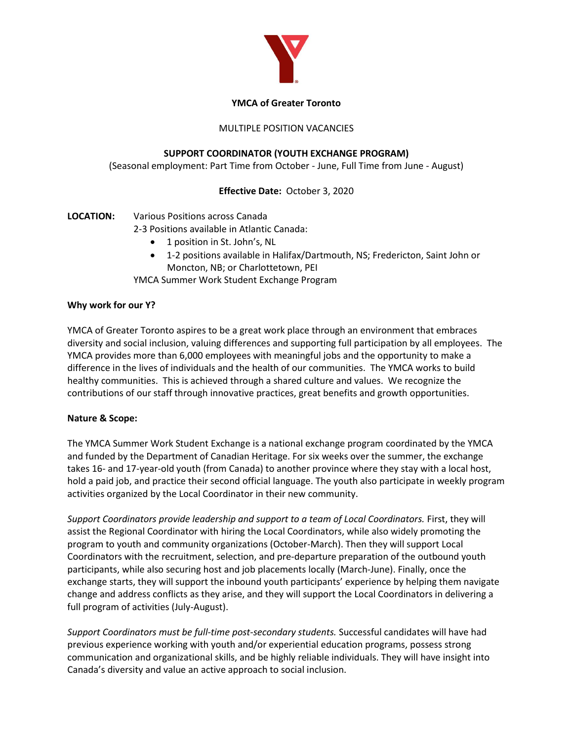**YMCA of Greater Toronto**

MULTIPLE POSITION VACANCIES

**SUPPORT COORDINATOR (YOUTH EXCHANGE PROGRAM)**

(Seasonal employment: Part Time from October - June, Full Time from June - August)

**Effective Date:** October 3, 2020

**LOCATION:** Various Positions across Canada

2-3 Positions available in Atlantic Canada:

- 1 position in St. John's, NL
- 1-2 positions available in Halifax/Dartmouth, NS; Fredericton, Saint John or Moncton, NB; or Charlottetown, PEI

YMCA Summer Work Student Exchange Program

**Why work for our Y?**

YMCA of Greater Toronto aspires to be a great work place through an environment that embraces diversity and social inclusion, valuing differences and supporting full participation by all employees. The YMCA provides more than 6,000 employees with meaningful jobs and the opportunity to make a difference in the lives of individuals and the health of our communities. The YMCA works to build healthy communities. This is achieved through a shared culture and values. We recognize the contributions of our staff through innovative practices, great benefits and growth opportunities.

**Nature & Scope:**

The YMCA Summer Work Student Exchange is a national exchange program coordinated by the YMCA and funded by the Department of Canadian Heritage. For six weeks over the summer, the exchange takes 16- and 17-year-old youth (from Canada) to another province where they stay with a local host, hold a paid job, and practice their second official language. The youth also participate in weekly program activities organized by the Local Coordinator in their new community.

*Support Coordinators provide leadership and support to a team of Local Coordinators.* First, they will assist the Regional Coordinator with hiring the Local Coordinators, while also widely promoting the program to youth and community organizations (October-March). Then they will support Local Coordinators with the recruitment, selection, and pre-departure preparation of the outbound youth participants, while also securing host and job placements locally (March-June). Finally, once the exchange starts, they will support the inbound youth participants' experience by helping them navigate change and address conflicts as they arise, and they will support the Local Coordinators in delivering a full program of activities (July-August).

*Support Coordinators must be full-time post-secondary students.* Successful candidates will have had previous experience working with youth and/or experiential education programs, possess strong communication and organizational skills, and be highly reliable individuals. They will have insight into Canada's diversity and value an active approach to social inclusion.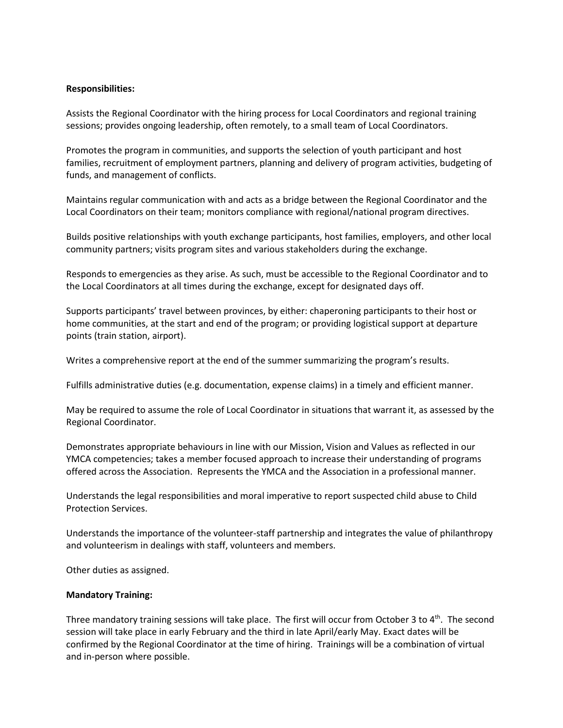**Responsibilities:**

Assists the Regional Coordinator with the hiring process for Local Coordinators and regional training sessions; provides ongoing leadership, often remotely, to a small team of Local Coordinators.

Promotes the program in communities, and supports the selection of youth participant and host families, recruitment of employment partners, planning and delivery of program activities, budgeting of funds, and management of conflicts.

Maintains regular communication with and acts as a bridge between the Regional Coordinator and the Local Coordinators on their team; monitors compliance with regional/national program directives.

Builds positive relationships with youth exchange participants, host families, employers, and other local community partners; visits program sites and various stakeholders during the exchange.

Responds to emergencies as they arise. As such, must be accessible to the Regional Coordinator and to the Local Coordinators at all times during the exchange, except for designated days off.

Supports participants' travel between provinces, by either: chaperoning participants to their host or home communities, at the start and end of the program; or providing logistical support at departure points (train station, airport).

Writes a comprehensive report at the end of the summer summarizing the program's results.

Fulfills administrative duties (e.g. documentation, expense claims) in a timely and efficient manner.

May be required to assume the role of Local Coordinator in situations that warrant it, as assessed by the Regional Coordinator.

Demonstrates appropriate behaviours in line with our Mission, Vision and Values as reflected in our YMCA competencies; takes a member focused approach to increase their understanding of programs offered across the Association. Represents the YMCA and the Association in a professional manner.

Understands the legal responsibilities and moral imperative to report suspected child abuse to Child Protection Services.

Understands the importance of the volunteer-staff partnership and integrates the value of philanthropy and volunteerism in dealings with staff, volunteers and members.

Other duties as assigned.

**Mandatory Training:**

Three mandatory training sessions will take place. The first will occur from October 3 to 4th. The second session will take place in early February and the third in late April/early May. Exact dates will be confirmed by the Regional Coordinator at the time of hiring. Trainings will be a combination of virtual and in-person where possible.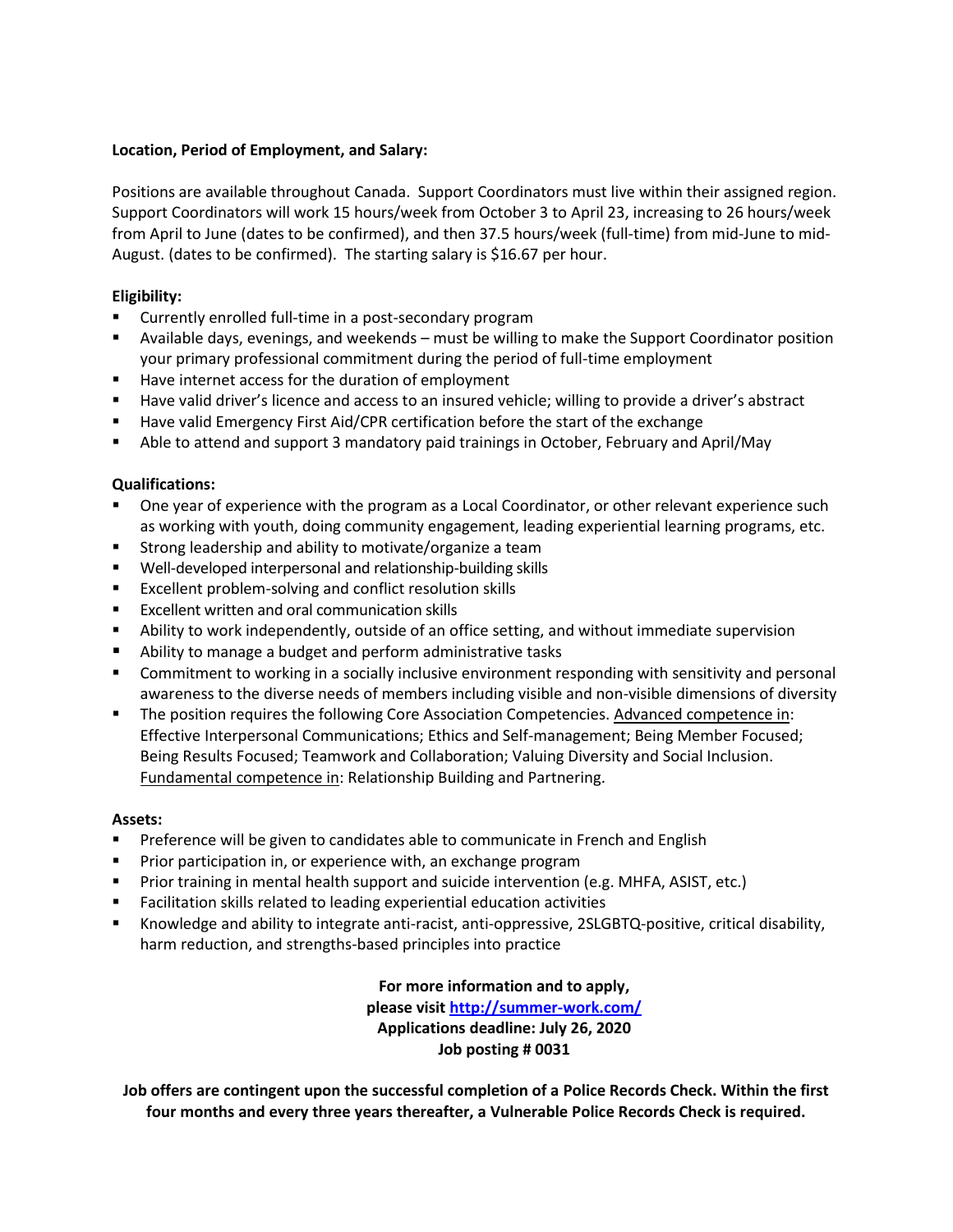**Location, Period of Employment, and Salary:**

Positions are available throughout Canada. Support Coordinators must live within their assigned region. Support Coordinators will work 15 hours/week from October 3 to April 23, increasing to 26 hours/week from April to June (dates to be confirmed), and then 37.5 hours/week (full-time) from mid-June to mid-August. (dates to be confirmed). The starting salary is $16.67 per hour.

**Eligibility:**

- Currently enrolled full-time in a post-secondary program
- Available days, evenings, and weekends – must be willing to make the Support Coordinator position your primary professional commitment during the period of full-time employment
- Have internet access for the duration of employment
- Have valid driver's licence and access to an insured vehicle; willing to provide a driver's abstract
- Have valid Emergency First Aid/CPR certification before the start of the exchange
- Able to attend and support 3 mandatory paid trainings in October, February and April/May

**Qualifications:**

- One year of experience with the program as a Local Coordinator, or other relevant experience such as working with youth, doing community engagement, leading experiential learning programs, etc.
- Strong leadership and ability to motivate/organize a team
- Well-developed interpersonal and relationship-building skills
- Excellent problem-solving and conflict resolution skills
- Excellent written and oral communication skills
- Ability to work independently, outside of an office setting, and without immediate supervision
- Ability to manage a budget and perform administrative tasks
- Commitment to working in a socially inclusive environment responding with sensitivity and personal awareness to the diverse needs of members including visible and non-visible dimensions of diversity
- The position requires the following Core Association Competencies. Advanced competence in: Effective Interpersonal Communications; Ethics and Self-management; Being Member Focused; Being Results Focused; Teamwork and Collaboration; Valuing Diversity and Social Inclusion. Fundamental competence in: Relationship Building and Partnering.

**Assets:**

- Preference will be given to candidates able to communicate in French and English
- Prior participation in, or experience with, an exchange program
- Prior training in mental health support and suicide intervention (e.g. MHFA, ASIST, etc.)
- Facilitation skills related to leading experiential education activities
- Knowledge and ability to integrate anti-racist, anti-oppressive, 2SLGBTQ-positive, critical disability, harm reduction, and strengths-based principles into practice

**For more information and to apply,**
**please visit [http://summer-work.com/](http://summer-work.com/)**
**Applications deadline: July 26, 2020**
**Job posting # 0031**

**Job offers are contingent upon the successful completion of a Police Records Check. Within the first four months and every three years thereafter, a Vulnerable Police Records Check is required.**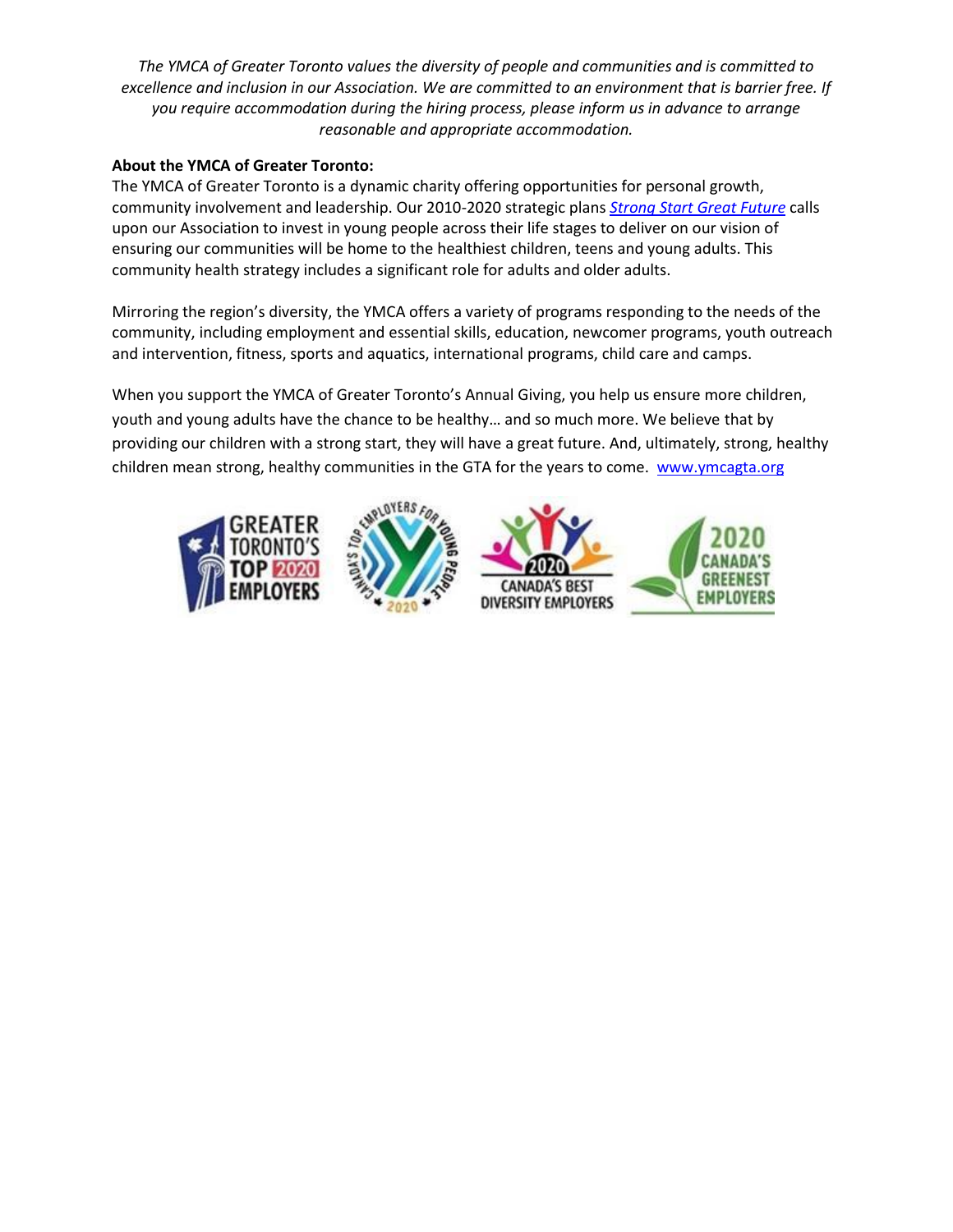*The YMCA of Greater Toronto values the diversity of people and communities and is committed to excellence and inclusion in our Association. We are committed to an environment that is barrier free. If you require accommodation during the hiring process, please inform us in advance to arrange reasonable and appropriate accommodation.*

**About the YMCA of Greater Toronto:**

The YMCA of Greater Toronto is a dynamic charity offering opportunities for personal growth, community involvement and leadership. Our 2010-2020 strategic plans *Strong Start Great Future* calls upon our Association to invest in young people across their life stages to deliver on our vision of ensuring our communities will be home to the healthiest children, teens and young adults. This community health strategy includes a significant role for adults and older adults.

Mirroring the region's diversity, the YMCA offers a variety of programs responding to the needs of the community, including employment and essential skills, education, newcomer programs, youth outreach and intervention, fitness, sports and aquatics, international programs, child care and camps.

When you support the YMCA of Greater Toronto's Annual Giving, you help us ensure more children, youth and young adults have the chance to be healthy… and so much more. We believe that by providing our children with a strong start, they will have a great future. And, ultimately, strong, healthy children mean strong, healthy communities in the GTA for the years to come. www.ymcagta.org

GREATER TORONTO'S TOP 2020 EMPLOYERS

CANADA'S TOP EMPLOYERS FOR YOUNG PEOPLE 2020

2020 CANADA'S BEST DIVERSITY EMPLOYERS

2020 CANADA'S GREENEST EMPLOYERS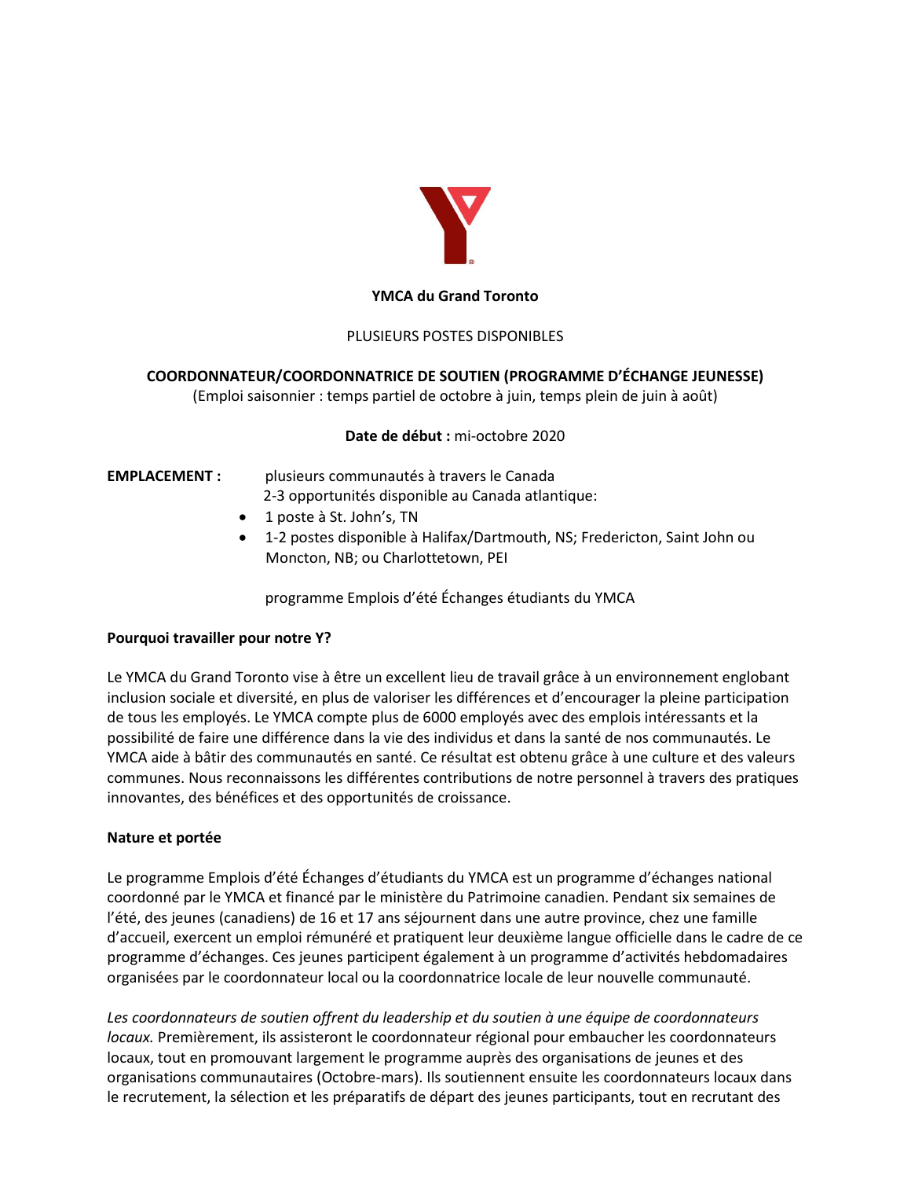**YMCA du Grand Toronto**

PLUSIEURS POSTES DISPONIBLES

**COORDONNATEUR/COORDONNATRICE DE SOUTIEN (PROGRAMME D'ÉCHANGE JEUNESSE)**
(Emploi saisonnier : temps partiel de octobre à juin, temps plein de juin à août)

**Date de début :** mi-octobre 2020

**EMPLACEMENT :** plusieurs communautés à travers le Canada
2-3 opportunités disponible au Canada atlantique:

- 1 poste à St. John's, TN
- 1-2 postes disponible à Halifax/Dartmouth, NS; Fredericton, Saint John ou Moncton, NB; ou Charlottetown, PEI

programme Emplois d'été Échanges étudiants du YMCA

**Pourquoi travailler pour notre Y?**

Le YMCA du Grand Toronto vise à être un excellent lieu de travail grâce à un environnement englobant inclusion sociale et diversité, en plus de valoriser les différences et d'encourager la pleine participation de tous les employés. Le YMCA compte plus de 6000 employés avec des emplois intéressants et la possibilité de faire une différence dans la vie des individus et dans la santé de nos communautés. Le YMCA aide à bâtir des communautés en santé. Ce résultat est obtenu grâce à une culture et des valeurs communes. Nous reconnaissons les différentes contributions de notre personnel à travers des pratiques innovantes, des bénéfices et des opportunités de croissance.

**Nature et portée**

Le programme Emplois d'été Échanges d'étudiants du YMCA est un programme d'échanges national coordonné par le YMCA et financé par le ministère du Patrimoine canadien. Pendant six semaines de l'été, des jeunes (canadiens) de 16 et 17 ans séjournent dans une autre province, chez une famille d'accueil, exercent un emploi rémunéré et pratiquent leur deuxième langue officielle dans le cadre de ce programme d'échanges. Ces jeunes participent également à un programme d'activités hebdomadaires organisées par le coordonnateur local ou la coordonnatrice locale de leur nouvelle communauté.

*Les coordonnateurs de soutien offrent du leadership et du soutien à une équipe de coordonnateurs locaux.* Premièrement, ils assisteront le coordonnateur régional pour embaucher les coordonnateurs locaux, tout en promouvant largement le programme auprès des organisations de jeunes et des organisations communautaires (Octobre-mars). Ils soutiennent ensuite les coordonnateurs locaux dans le recrutement, la sélection et les préparatifs de départ des jeunes participants, tout en recrutant des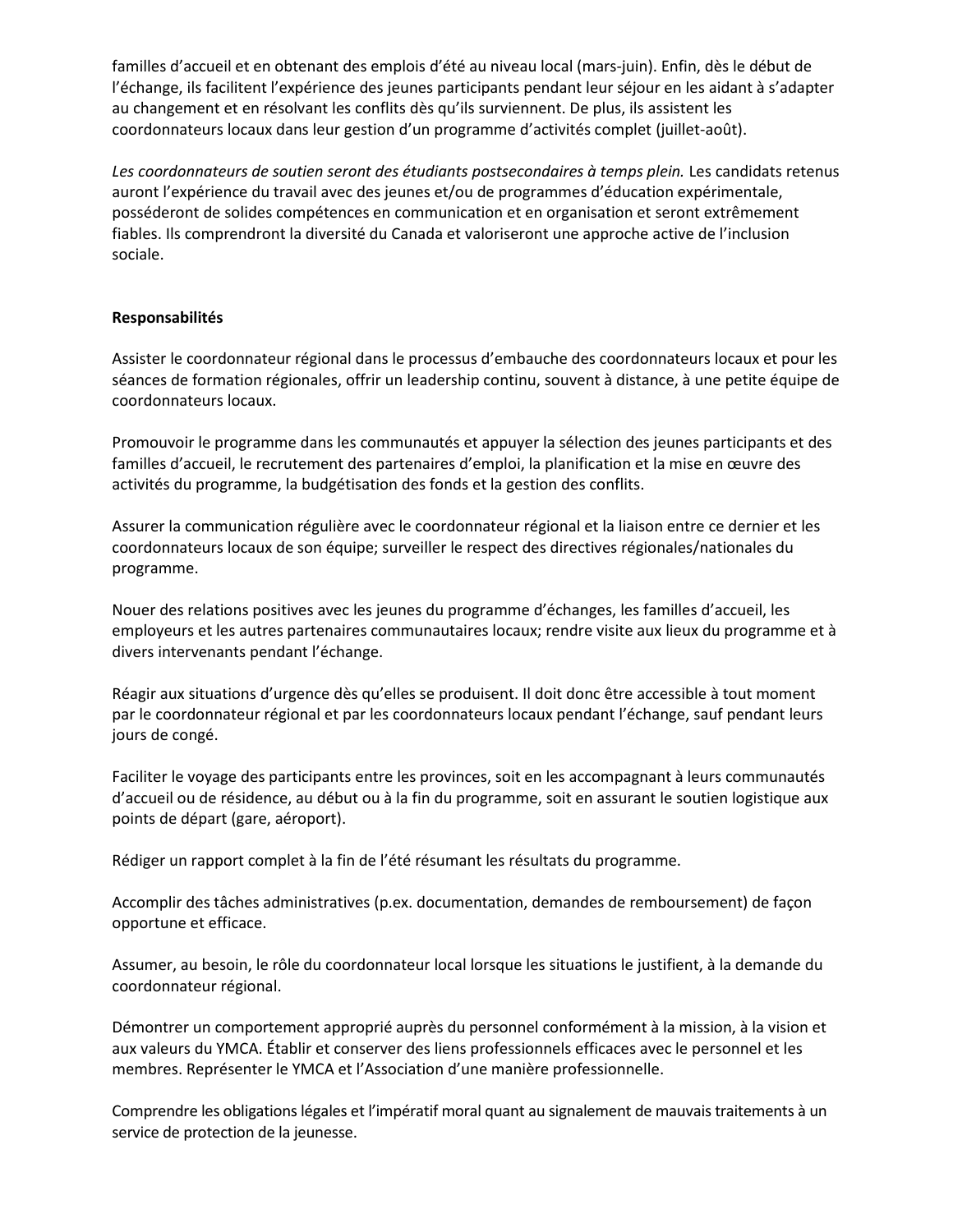familles d'accueil et en obtenant des emplois d'été au niveau local (mars-juin). Enfin, dès le début de l'échange, ils facilitent l'expérience des jeunes participants pendant leur séjour en les aidant à s'adapter au changement et en résolvant les conflits dès qu'ils surviennent. De plus, ils assistent les coordonnateurs locaux dans leur gestion d'un programme d'activités complet (juillet-août).

*Les coordonnateurs de soutien seront des étudiants postsecondaires à temps plein.* Les candidats retenus auront l'expérience du travail avec des jeunes et/ou de programmes d'éducation expérimentale, posséderont de solides compétences en communication et en organisation et seront extrêmement fiables. Ils comprendront la diversité du Canada et valoriseront une approche active de l'inclusion sociale.

**Responsabilités**

Assister le coordonnateur régional dans le processus d'embauche des coordonnateurs locaux et pour les séances de formation régionales, offrir un leadership continu, souvent à distance, à une petite équipe de coordonnateurs locaux.

Promouvoir le programme dans les communautés et appuyer la sélection des jeunes participants et des familles d'accueil, le recrutement des partenaires d'emploi, la planification et la mise en œuvre des activités du programme, la budgétisation des fonds et la gestion des conflits.

Assurer la communication régulière avec le coordonnateur régional et la liaison entre ce dernier et les coordonnateurs locaux de son équipe; surveiller le respect des directives régionales/nationales du programme.

Nouer des relations positives avec les jeunes du programme d'échanges, les familles d'accueil, les employeurs et les autres partenaires communautaires locaux; rendre visite aux lieux du programme et à divers intervenants pendant l'échange.

Réagir aux situations d'urgence dès qu'elles se produisent. Il doit donc être accessible à tout moment par le coordonnateur régional et par les coordonnateurs locaux pendant l'échange, sauf pendant leurs jours de congé.

Faciliter le voyage des participants entre les provinces, soit en les accompagnant à leurs communautés d'accueil ou de résidence, au début ou à la fin du programme, soit en assurant le soutien logistique aux points de départ (gare, aéroport).

Rédiger un rapport complet à la fin de l'été résumant les résultats du programme.

Accomplir des tâches administratives (p.ex. documentation, demandes de remboursement) de façon opportune et efficace.

Assumer, au besoin, le rôle du coordonnateur local lorsque les situations le justifient, à la demande du coordonnateur régional.

Démontrer un comportement approprié auprès du personnel conformément à la mission, à la vision et aux valeurs du YMCA. Établir et conserver des liens professionnels efficaces avec le personnel et les membres. Représenter le YMCA et l'Association d'une manière professionnelle.

Comprendre les obligations légales et l'impératif moral quant au signalement de mauvais traitements à un service de protection de la jeunesse.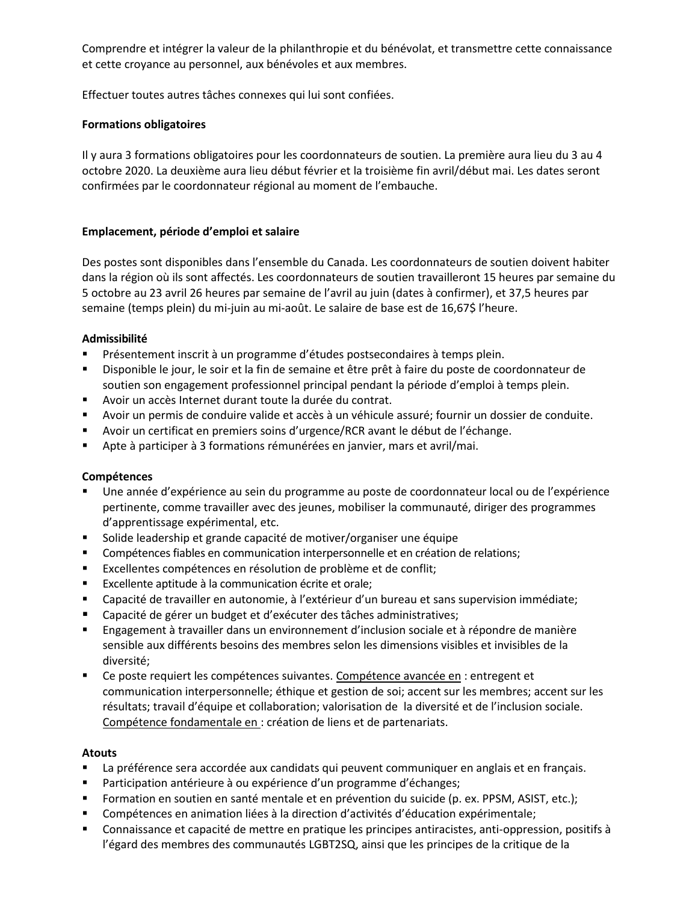Comprendre et intégrer la valeur de la philanthropie et du bénévolat, et transmettre cette connaissance et cette croyance au personnel, aux bénévoles et aux membres.

Effectuer toutes autres tâches connexes qui lui sont confiées.

**Formations obligatoires**

Il y aura 3 formations obligatoires pour les coordonnateurs de soutien. La première aura lieu du 3 au 4 octobre 2020. La deuxième aura lieu début février et la troisième fin avril/début mai. Les dates seront confirmées par le coordonnateur régional au moment de l'embauche.

**Emplacement, période d'emploi et salaire**

Des postes sont disponibles dans l'ensemble du Canada. Les coordonnateurs de soutien doivent habiter dans la région où ils sont affectés. Les coordonnateurs de soutien travailleront 15 heures par semaine du 5 octobre au 23 avril 26 heures par semaine de l'avril au juin (dates à confirmer), et 37,5 heures par semaine (temps plein) du mi-juin au mi-août. Le salaire de base est de 16,67$ l'heure.

**Admissibilité**

- Présentement inscrit à un programme d'études postsecondaires à temps plein.
- Disponible le jour, le soir et la fin de semaine et être prêt à faire du poste de coordonnateur de soutien son engagement professionnel principal pendant la période d'emploi à temps plein.
- Avoir un accès Internet durant toute la durée du contrat.
- Avoir un permis de conduire valide et accès à un véhicule assuré; fournir un dossier de conduite.
- Avoir un certificat en premiers soins d'urgence/RCR avant le début de l'échange.
- Apte à participer à 3 formations rémunérées en janvier, mars et avril/mai.

**Compétences**

- Une année d'expérience au sein du programme au poste de coordonnateur local ou de l'expérience pertinente, comme travailler avec des jeunes, mobiliser la communauté, diriger des programmes d'apprentissage expérimental, etc.
- Solide leadership et grande capacité de motiver/organiser une équipe
- Compétences fiables en communication interpersonnelle et en création de relations;
- Excellentes compétences en résolution de problème et de conflit;
- Excellente aptitude à la communication écrite et orale;
- Capacité de travailler en autonomie, à l'extérieur d'un bureau et sans supervision immédiate;
- Capacité de gérer un budget et d'exécuter des tâches administratives;
- Engagement à travailler dans un environnement d'inclusion sociale et à répondre de manière sensible aux différents besoins des membres selon les dimensions visibles et invisibles de la diversité;
- Ce poste requiert les compétences suivantes. <u>Compétence avancée en</u> : entregent et communication interpersonnelle; éthique et gestion de soi; accent sur les membres; accent sur les résultats; travail d'équipe et collaboration; valorisation de la diversité et de l'inclusion sociale. <u>Compétence fondamentale en</u> : création de liens et de partenariats.

**Atouts**

- La préférence sera accordée aux candidats qui peuvent communiquer en anglais et en français.
- Participation antérieure à ou expérience d'un programme d'échanges;
- Formation en soutien en santé mentale et en prévention du suicide (p. ex. PPSM, ASIST, etc.);
- Compétences en animation liées à la direction d'activités d'éducation expérimentale;
- Connaissance et capacité de mettre en pratique les principes antiracistes, anti-oppression, positifs à l'égard des membres des communautés LGBT2SQ, ainsi que les principes de la critique de la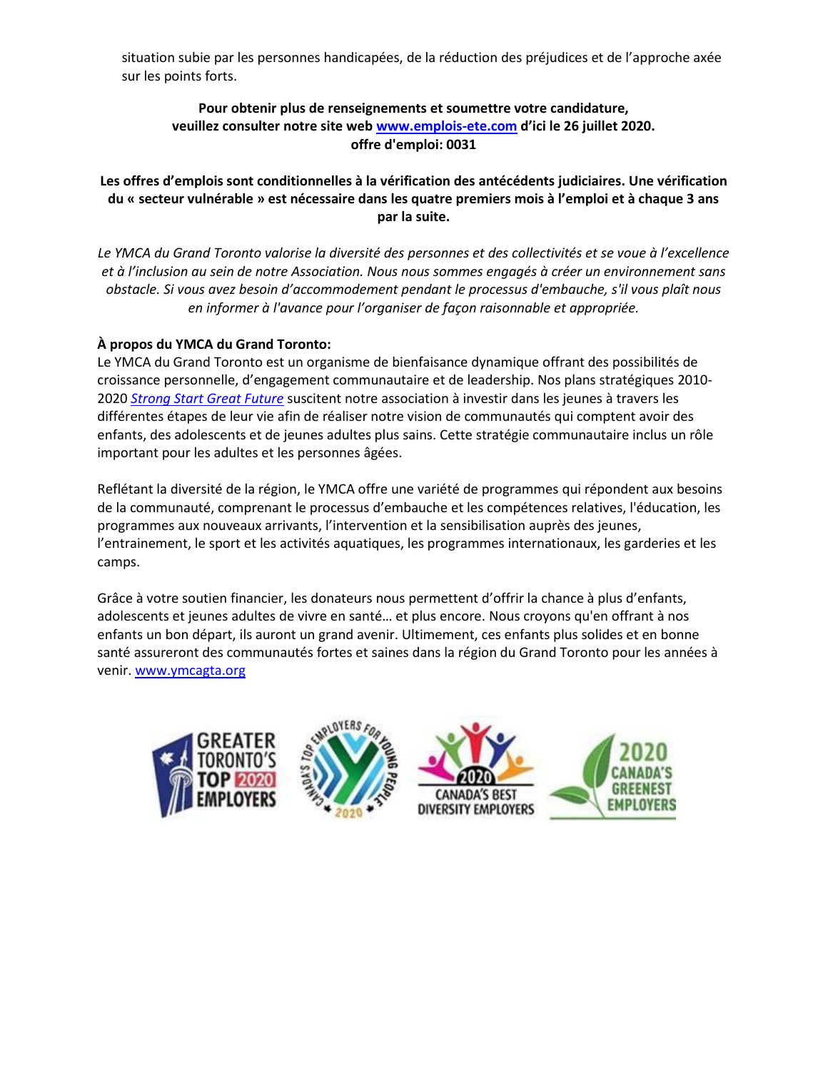situation subie par les personnes handicapées, de la réduction des préjudices et de l'approche axée sur les points forts.

**Pour obtenir plus de renseignements et soumettre votre candidature, veuillez consulter notre site web [www.emplois-ete.com](http://www.emplois-ete.com) d'ici le 26 juillet 2020. offre d'emploi: 0031**

**Les offres d'emplois sont conditionnelles à la vérification des antécédents judiciaires. Une vérification du « secteur vulnérable » est nécessaire dans les quatre premiers mois à l'emploi et à chaque 3 ans par la suite.**

*Le YMCA du Grand Toronto valorise la diversité des personnes et des collectivités et se voue à l'excellence et à l'inclusion au sein de notre Association. Nous nous sommes engagés à créer un environnement sans obstacle. Si vous avez besoin d'accommodement pendant le processus d'embauche, s'il vous plaît nous en informer à l'avance pour l'organiser de façon raisonnable et appropriée.*

**À propos du YMCA du Grand Toronto:**

Le YMCA du Grand Toronto est un organisme de bienfaisance dynamique offrant des possibilités de croissance personnelle, d'engagement communautaire et de leadership. Nos plans stratégiques 2010-2020 *Strong Start Great Future* suscitent notre association à investir dans les jeunes à travers les différentes étapes de leur vie afin de réaliser notre vision de communautés qui comptent avoir des enfants, des adolescents et de jeunes adultes plus sains. Cette stratégie communautaire inclus un rôle important pour les adultes et les personnes âgées.

Reflétant la diversité de la région, le YMCA offre une variété de programmes qui répondent aux besoins de la communauté, comprenant le processus d'embauche et les compétences relatives, l'éducation, les programmes aux nouveaux arrivants, l'intervention et la sensibilisation auprès des jeunes, l'entrainement, le sport et les activités aquatiques, les programmes internationaux, les garderies et les camps.

Grâce à votre soutien financier, les donateurs nous permettent d'offrir la chance à plus d'enfants, adolescents et jeunes adultes de vivre en santé… et plus encore. Nous croyons qu'en offrant à nos enfants un bon départ, ils auront un grand avenir. Ultimement, ces enfants plus solides et en bonne santé assureront des communautés fortes et saines dans la région du Grand Toronto pour les années à venir. [www.ymcagta.org](http://www.ymcagta.org)

GREATER TORONTO'S TOP 2020 EMPLOYERS

CANADA'S TOP EMPLOYERS FOR YOUNG PEOPLE 2020

2020 CANADA'S BEST DIVERSITY EMPLOYERS

2020 CANADA'S GREENEST EMPLOYERS